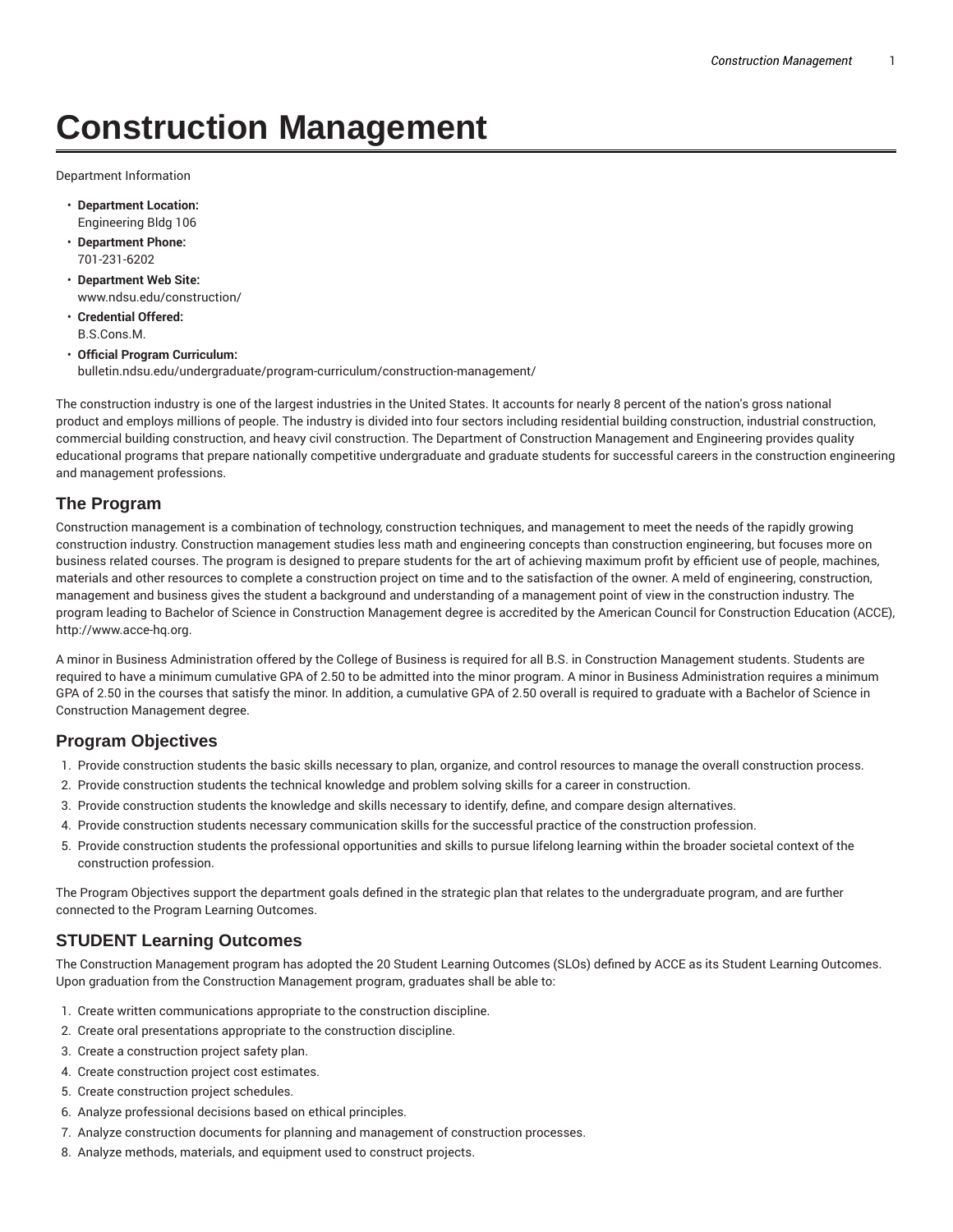# Construction Management

Department Information

- **Department Location:**
  Engineering Bldg 106
- **Department Phone:**
  701-231-6202
- **Department Web Site:**
  www.ndsu.edu/construction/
- **Credential Offered:**
  B.S.Cons.M.
- **Official Program Curriculum:**
  bulletin.ndsu.edu/undergraduate/program-curriculum/construction-management/

The construction industry is one of the largest industries in the United States. It accounts for nearly 8 percent of the nation's gross national product and employs millions of people. The industry is divided into four sectors including residential building construction, industrial construction, commercial building construction, and heavy civil construction. The Department of Construction Management and Engineering provides quality educational programs that prepare nationally competitive undergraduate and graduate students for successful careers in the construction engineering and management professions.

## The Program

Construction management is a combination of technology, construction techniques, and management to meet the needs of the rapidly growing construction industry. Construction management studies less math and engineering concepts than construction engineering, but focuses more on business related courses. The program is designed to prepare students for the art of achieving maximum profit by efficient use of people, machines, materials and other resources to complete a construction project on time and to the satisfaction of the owner. A meld of engineering, construction, management and business gives the student a background and understanding of a management point of view in the construction industry. The program leading to Bachelor of Science in Construction Management degree is accredited by the American Council for Construction Education (ACCE), http://www.acce-hq.org.

A minor in Business Administration offered by the College of Business is required for all B.S. in Construction Management students. Students are required to have a minimum cumulative GPA of 2.50 to be admitted into the minor program. A minor in Business Administration requires a minimum GPA of 2.50 in the courses that satisfy the minor. In addition, a cumulative GPA of 2.50 overall is required to graduate with a Bachelor of Science in Construction Management degree.

## Program Objectives

1. Provide construction students the basic skills necessary to plan, organize, and control resources to manage the overall construction process.
2. Provide construction students the technical knowledge and problem solving skills for a career in construction.
3. Provide construction students the knowledge and skills necessary to identify, define, and compare design alternatives.
4. Provide construction students necessary communication skills for the successful practice of the construction profession.
5. Provide construction students the professional opportunities and skills to pursue lifelong learning within the broader societal context of the construction profession.

The Program Objectives support the department goals defined in the strategic plan that relates to the undergraduate program, and are further connected to the Program Learning Outcomes.

## STUDENT Learning Outcomes

The Construction Management program has adopted the 20 Student Learning Outcomes (SLOs) defined by ACCE as its Student Learning Outcomes. Upon graduation from the Construction Management program, graduates shall be able to:

1. Create written communications appropriate to the construction discipline.
2. Create oral presentations appropriate to the construction discipline.
3. Create a construction project safety plan.
4. Create construction project cost estimates.
5. Create construction project schedules.
6. Analyze professional decisions based on ethical principles.
7. Analyze construction documents for planning and management of construction processes.
8. Analyze methods, materials, and equipment used to construct projects.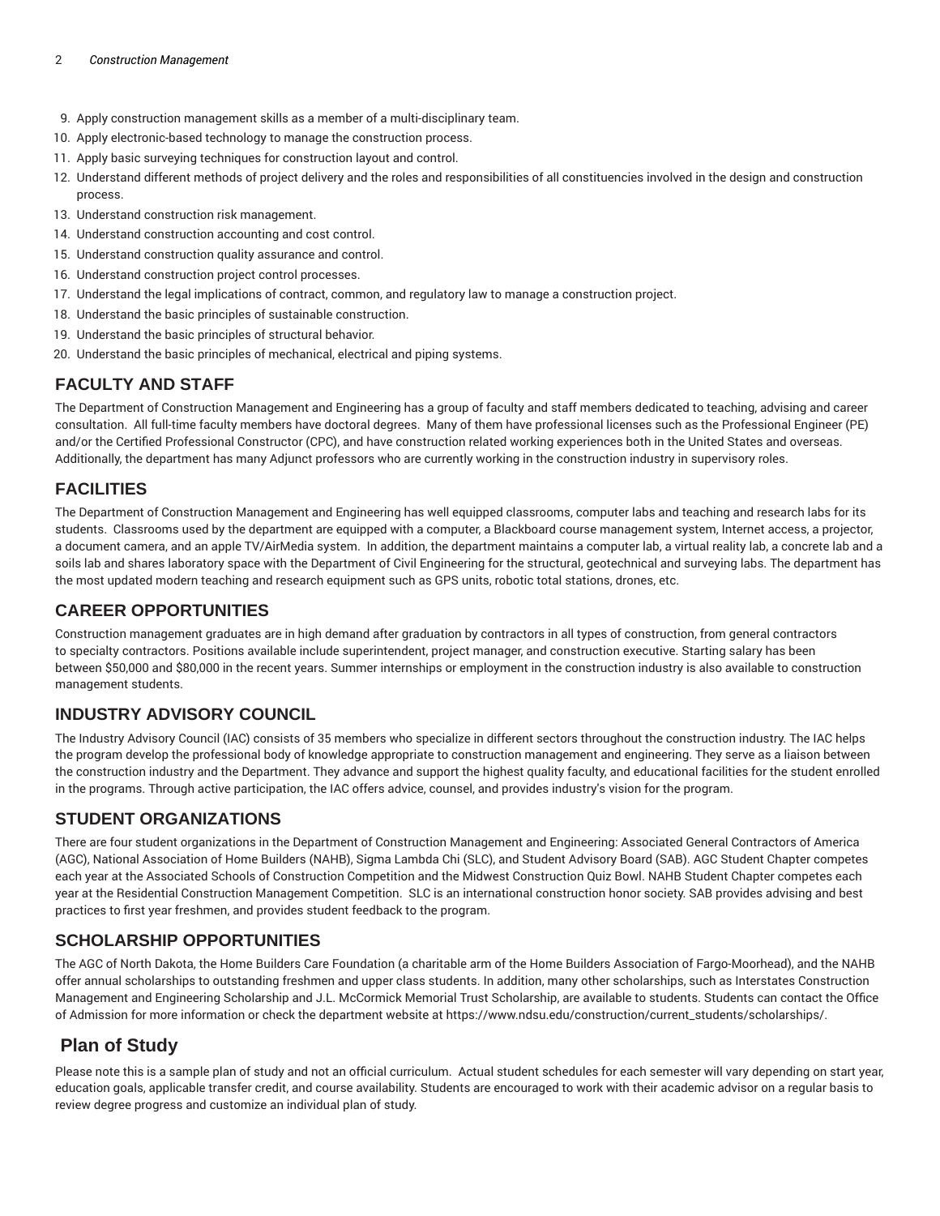9. Apply construction management skills as a member of a multi-disciplinary team.
10. Apply electronic-based technology to manage the construction process.
11. Apply basic surveying techniques for construction layout and control.
12. Understand different methods of project delivery and the roles and responsibilities of all constituencies involved in the design and construction process.
13. Understand construction risk management.
14. Understand construction accounting and cost control.
15. Understand construction quality assurance and control.
16. Understand construction project control processes.
17. Understand the legal implications of contract, common, and regulatory law to manage a construction project.
18. Understand the basic principles of sustainable construction.
19. Understand the basic principles of structural behavior.
20. Understand the basic principles of mechanical, electrical and piping systems.

## FACULTY AND STAFF

The Department of Construction Management and Engineering has a group of faculty and staff members dedicated to teaching, advising and career consultation. All full-time faculty members have doctoral degrees. Many of them have professional licenses such as the Professional Engineer (PE) and/or the Certified Professional Constructor (CPC), and have construction related working experiences both in the United States and overseas. Additionally, the department has many Adjunct professors who are currently working in the construction industry in supervisory roles.

## FACILITIES

The Department of Construction Management and Engineering has well equipped classrooms, computer labs and teaching and research labs for its students. Classrooms used by the department are equipped with a computer, a Blackboard course management system, Internet access, a projector, a document camera, and an apple TV/AirMedia system. In addition, the department maintains a computer lab, a virtual reality lab, a concrete lab and a soils lab and shares laboratory space with the Department of Civil Engineering for the structural, geotechnical and surveying labs. The department has the most updated modern teaching and research equipment such as GPS units, robotic total stations, drones, etc.

## CAREER OPPORTUNITIES

Construction management graduates are in high demand after graduation by contractors in all types of construction, from general contractors to specialty contractors. Positions available include superintendent, project manager, and construction executive. Starting salary has been between $50,000 and $80,000 in the recent years. Summer internships or employment in the construction industry is also available to construction management students.

## INDUSTRY ADVISORY COUNCIL

The Industry Advisory Council (IAC) consists of 35 members who specialize in different sectors throughout the construction industry. The IAC helps the program develop the professional body of knowledge appropriate to construction management and engineering. They serve as a liaison between the construction industry and the Department. They advance and support the highest quality faculty, and educational facilities for the student enrolled in the programs. Through active participation, the IAC offers advice, counsel, and provides industry's vision for the program.

## STUDENT ORGANIZATIONS

There are four student organizations in the Department of Construction Management and Engineering: Associated General Contractors of America (AGC), National Association of Home Builders (NAHB), Sigma Lambda Chi (SLC), and Student Advisory Board (SAB). AGC Student Chapter competes each year at the Associated Schools of Construction Competition and the Midwest Construction Quiz Bowl. NAHB Student Chapter competes each year at the Residential Construction Management Competition. SLC is an international construction honor society. SAB provides advising and best practices to first year freshmen, and provides student feedback to the program.

## SCHOLARSHIP OPPORTUNITIES

The AGC of North Dakota, the Home Builders Care Foundation (a charitable arm of the Home Builders Association of Fargo-Moorhead), and the NAHB offer annual scholarships to outstanding freshmen and upper class students. In addition, many other scholarships, such as Interstates Construction Management and Engineering Scholarship and J.L. McCormick Memorial Trust Scholarship, are available to students. Students can contact the Office of Admission for more information or check the department website at https://www.ndsu.edu/construction/current_students/scholarships/.

# Plan of Study

Please note this is a sample plan of study and not an official curriculum. Actual student schedules for each semester will vary depending on start year, education goals, applicable transfer credit, and course availability. Students are encouraged to work with their academic advisor on a regular basis to review degree progress and customize an individual plan of study.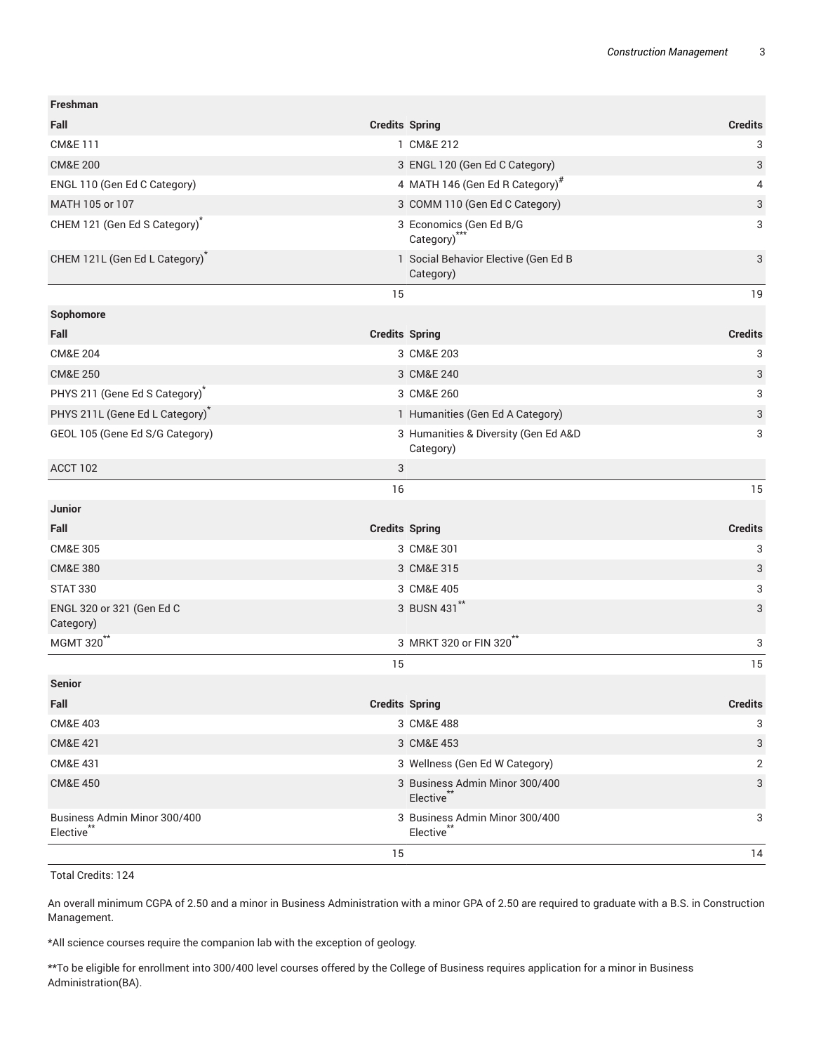| Freshman | | | |
|---|---|---|---|
| **Fall** | **Credits** | **Spring** | **Credits** |
| CM&E 111 | 1 | CM&E 212 | 3 |
| CM&E 200 | 3 | ENGL 120 (Gen Ed C Category) | 3 |
| ENGL 110 (Gen Ed C Category) | 4 | MATH 146 (Gen Ed R Category)[#] | 4 |
| MATH 105 or 107 | 3 | COMM 110 (Gen Ed C Category) | 3 |
| CHEM 121 (Gen Ed S Category)[*] | 3 | Economics (Gen Ed B/G Category)[***] | 3 |
| CHEM 121L (Gen Ed L Category)[*] | 1 | Social Behavior Elective (Gen Ed B Category) | 3 |
| | 15 | | 19 |
| **Sophomore** | | | |
| **Fall** | **Credits** | **Spring** | **Credits** |
| CM&E 204 | 3 | CM&E 203 | 3 |
| CM&E 250 | 3 | CM&E 240 | 3 |
| PHYS 211 (Gene Ed S Category)[*] | 3 | CM&E 260 | 3 |
| PHYS 211L (Gene Ed L Category)[*] | 1 | Humanities (Gen Ed A Category) | 3 |
| GEOL 105 (Gene Ed S/G Category) | 3 | Humanities & Diversity (Gen Ed A&D Category) | 3 |
| ACCT 102 | 3 | | |
| | 16 | | 15 |
| **Junior** | | | |
| **Fall** | **Credits** | **Spring** | **Credits** |
| CM&E 305 | 3 | CM&E 301 | 3 |
| CM&E 380 | 3 | CM&E 315 | 3 |
| STAT 330 | 3 | CM&E 405 | 3 |
| ENGL 320 or 321 (Gen Ed C Category) | 3 | BUSN 431[**] | 3 |
| MGMT 320[**] | 3 | MRKT 320 or FIN 320[**] | 3 |
| | 15 | | 15 |
| **Senior** | | | |
| **Fall** | **Credits** | **Spring** | **Credits** |
| CM&E 403 | 3 | CM&E 488 | 3 |
| CM&E 421 | 3 | CM&E 453 | 3 |
| CM&E 431 | 3 | Wellness (Gen Ed W Category) | 2 |
| CM&E 450 | 3 | Business Admin Minor 300/400 Elective[**] | 3 |
| Business Admin Minor 300/400 Elective[**] | 3 | Business Admin Minor 300/400 Elective[**] | 3 |
| | 15 | | 14 |

Total Credits: 124

An overall minimum CGPA of 2.50 and a minor in Business Administration with a minor GPA of 2.50 are required to graduate with a B.S. in Construction Management.

*All science courses require the companion lab with the exception of geology.

**To be eligible for enrollment into 300/400 level courses offered by the College of Business requires application for a minor in Business Administration(BA).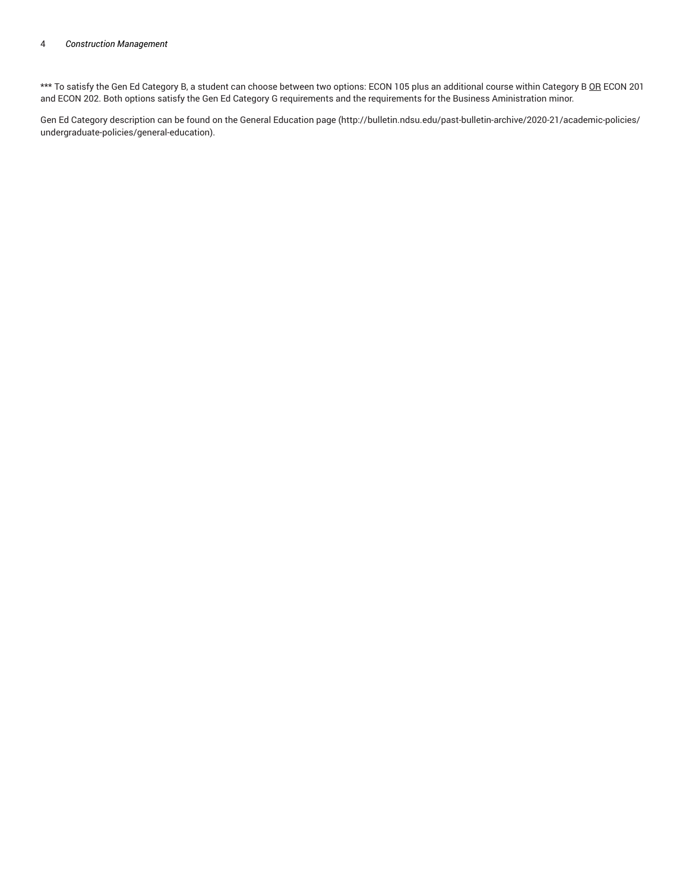*** To satisfy the Gen Ed Category B, a student can choose between two options: ECON 105 plus an additional course within Category B <u>OR</u> ECON 201 and ECON 202. Both options satisfy the Gen Ed Category G requirements and the requirements for the Business Aministration minor.

Gen Ed Category description can be found on the General Education page (http://bulletin.ndsu.edu/past-bulletin-archive/2020-21/academic-policies/undergraduate-policies/general-education).